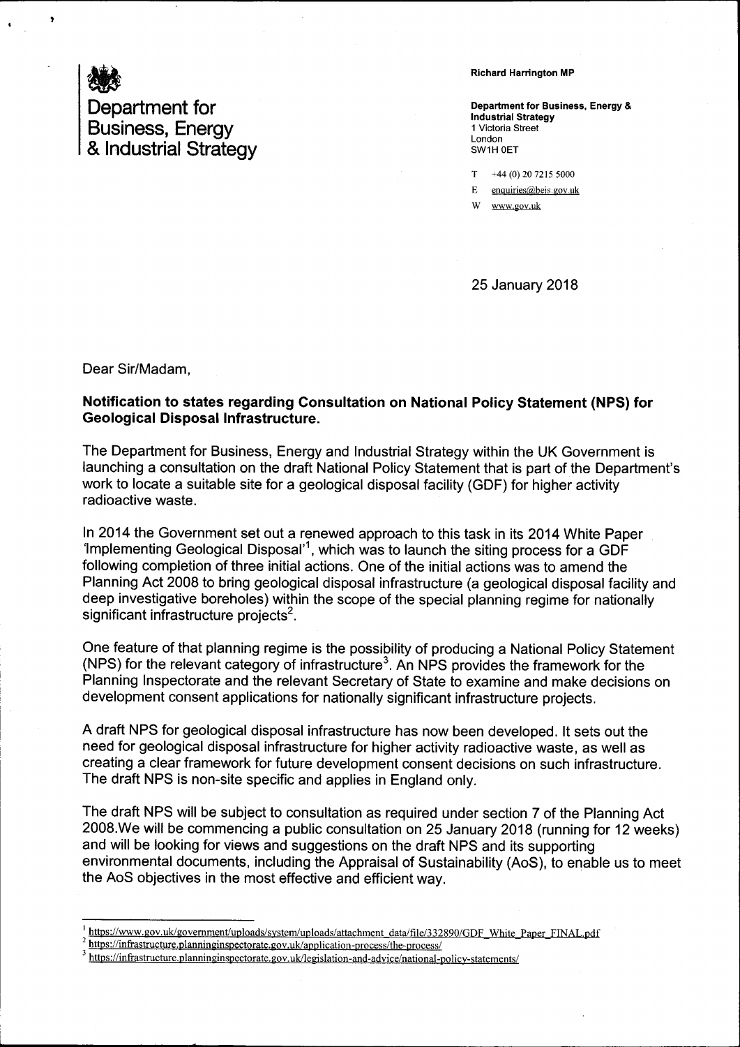Department for Business, Energy & Industrial Strategy

**Richard Harrington MP**

**Department for Business, Energy & Industrial Strategy**
1 Victoria Street
London
SW1H 0ET

T +44 (0) 20 7215 5000
E enquiries@beis.gov.uk
W www.gov.uk

25 January 2018

Dear Sir/Madam,

**Notification to states regarding Consultation on National Policy Statement (NPS) for Geological Disposal Infrastructure.**

The Department for Business, Energy and Industrial Strategy within the UK Government is launching a consultation on the draft National Policy Statement that is part of the Department's work to locate a suitable site for a geological disposal facility (GDF) for higher activity radioactive waste.

In 2014 the Government set out a renewed approach to this task in its 2014 White Paper 'Implementing Geological Disposal'[1], which was to launch the siting process for a GDF following completion of three initial actions. One of the initial actions was to amend the Planning Act 2008 to bring geological disposal infrastructure (a geological disposal facility and deep investigative boreholes) within the scope of the special planning regime for nationally significant infrastructure projects[2].

One feature of that planning regime is the possibility of producing a National Policy Statement (NPS) for the relevant category of infrastructure[3]. An NPS provides the framework for the Planning Inspectorate and the relevant Secretary of State to examine and make decisions on development consent applications for nationally significant infrastructure projects.

A draft NPS for geological disposal infrastructure has now been developed. It sets out the need for geological disposal infrastructure for higher activity radioactive waste, as well as creating a clear framework for future development consent decisions on such infrastructure. The draft NPS is non-site specific and applies in England only.

The draft NPS will be subject to consultation as required under section 7 of the Planning Act 2008.We will be commencing a public consultation on 25 January 2018 (running for 12 weeks) and will be looking for views and suggestions on the draft NPS and its supporting environmental documents, including the Appraisal of Sustainability (AoS), to enable us to meet the AoS objectives in the most effective and efficient way.

---

[1] https://www.gov.uk/government/uploads/system/uploads/attachment_data/file/332890/GDF_White_Paper_FINAL.pdf

[2] https://infrastructure.planninginspectorate.gov.uk/application-process/the-process/

[3] https://infrastructure.planninginspectorate.gov.uk/legislation-and-advice/national-policy-statements/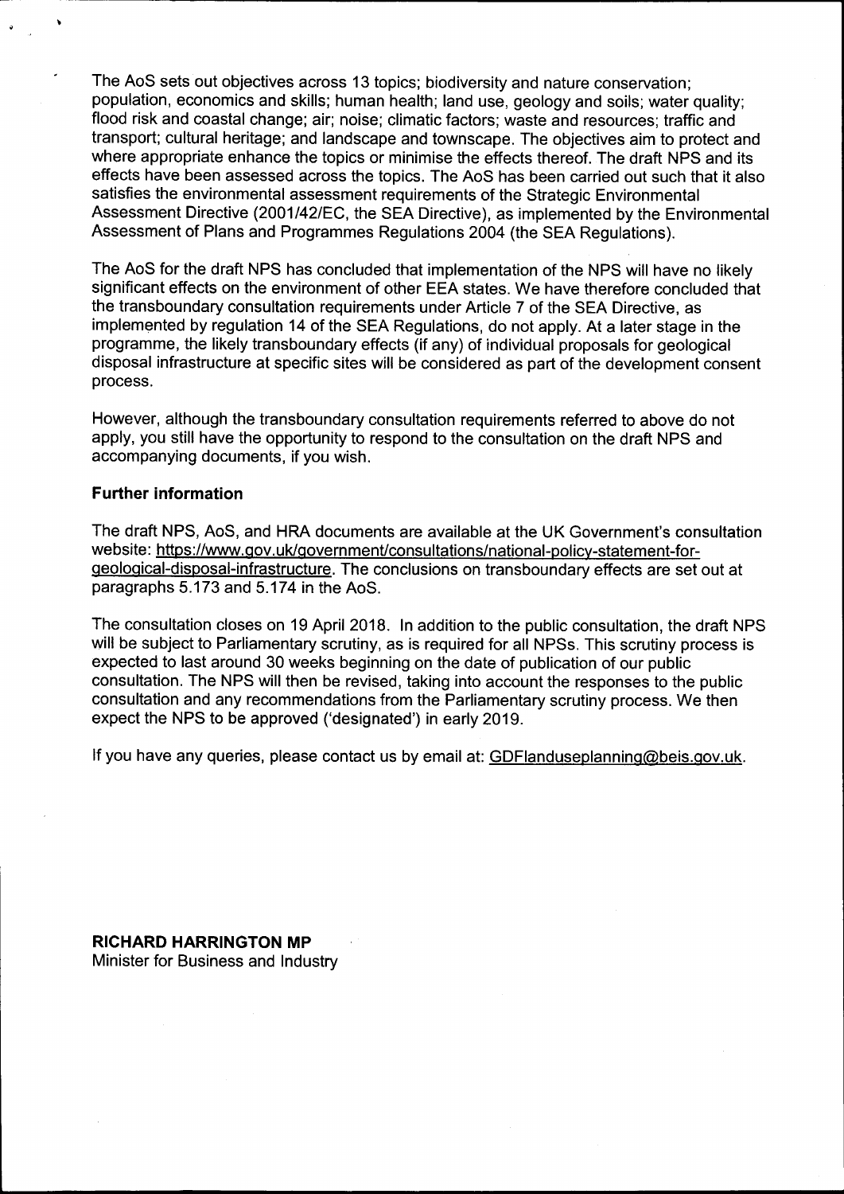The AoS sets out objectives across 13 topics; biodiversity and nature conservation; population, economics and skills; human health; land use, geology and soils; water quality; flood risk and coastal change; air; noise; climatic factors; waste and resources; traffic and transport; cultural heritage; and landscape and townscape. The objectives aim to protect and where appropriate enhance the topics or minimise the effects thereof. The draft NPS and its effects have been assessed across the topics. The AoS has been carried out such that it also satisfies the environmental assessment requirements of the Strategic Environmental Assessment Directive (2001/42/EC, the SEA Directive), as implemented by the Environmental Assessment of Plans and Programmes Regulations 2004 (the SEA Regulations).

The AoS for the draft NPS has concluded that implementation of the NPS will have no likely significant effects on the environment of other EEA states. We have therefore concluded that the transboundary consultation requirements under Article 7 of the SEA Directive, as implemented by regulation 14 of the SEA Regulations, do not apply. At a later stage in the programme, the likely transboundary effects (if any) of individual proposals for geological disposal infrastructure at specific sites will be considered as part of the development consent process.

However, although the transboundary consultation requirements referred to above do not apply, you still have the opportunity to respond to the consultation on the draft NPS and accompanying documents, if you wish.

**Further information**

The draft NPS, AoS, and HRA documents are available at the UK Government's consultation website: https://www.gov.uk/government/consultations/national-policy-statement-for-geological-disposal-infrastructure. The conclusions on transboundary effects are set out at paragraphs 5.173 and 5.174 in the AoS.

The consultation closes on 19 April 2018. In addition to the public consultation, the draft NPS will be subject to Parliamentary scrutiny, as is required for all NPSs. This scrutiny process is expected to last around 30 weeks beginning on the date of publication of our public consultation. The NPS will then be revised, taking into account the responses to the public consultation and any recommendations from the Parliamentary scrutiny process. We then expect the NPS to be approved ('designated') in early 2019.

If you have any queries, please contact us by email at: GDFlanduseplanning@beis.gov.uk.

**RICHARD HARRINGTON MP**
Minister for Business and Industry